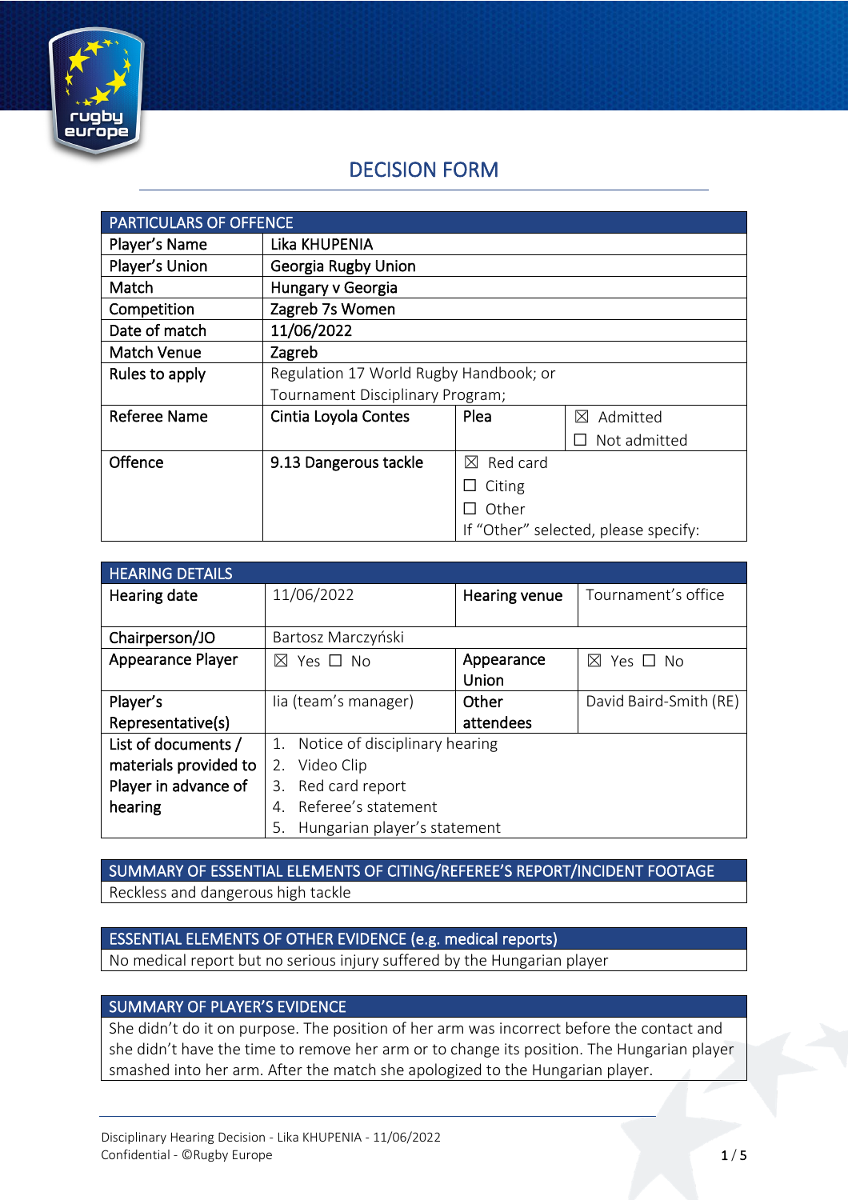# DECISION FORM

| PARTICULARS OF OFFENCE | | | |
|---|---|---|---|
| Player's Name | Lika KHUPENIA | | |
| Player's Union | Georgia Rugby Union | | |
| Match | Hungary v Georgia | | |
| Competition | Zagreb 7s Women | | |
| Date of match | 11/06/2022 | | |
| Match Venue | Zagreb | | |
| Rules to apply | Regulation 17 World Rugby Handbook; or Tournament Disciplinary Program; | | |
| Referee Name | Cintia Loyola Contes | Plea | ☒ Admitted ☐ Not admitted |
| Offence | 9.13 Dangerous tackle | ☒ Red card ☐ Citing ☐ Other If "Other" selected, please specify: | |

| HEARING DETAILS | | | |
|---|---|---|---|
| Hearing date | 11/06/2022 | Hearing venue | Tournament's office |
| Chairperson/JO | Bartosz Marczyński | | |
| Appearance Player | ☒ Yes ☐ No | Appearance Union | ☒ Yes ☐ No |
| Player's Representative(s) | Iia (team's manager) | Other attendees | David Baird-Smith (RE) |
| List of documents / materials provided to Player in advance of hearing | 1. Notice of disciplinary hearing 2. Video Clip 3. Red card report 4. Referee's statement 5. Hungarian player's statement | | |

| SUMMARY OF ESSENTIAL ELEMENTS OF CITING/REFEREE'S REPORT/INCIDENT FOOTAGE |
|---|
| Reckless and dangerous high tackle |

| ESSENTIAL ELEMENTS OF OTHER EVIDENCE (e.g. medical reports) |
|---|
| No medical report but no serious injury suffered by the Hungarian player |

| SUMMARY OF PLAYER'S EVIDENCE |
|---|
| She didn't do it on purpose. The position of her arm was incorrect before the contact and she didn't have the time to remove her arm or to change its position. The Hungarian player smashed into her arm. After the match she apologized to the Hungarian player. |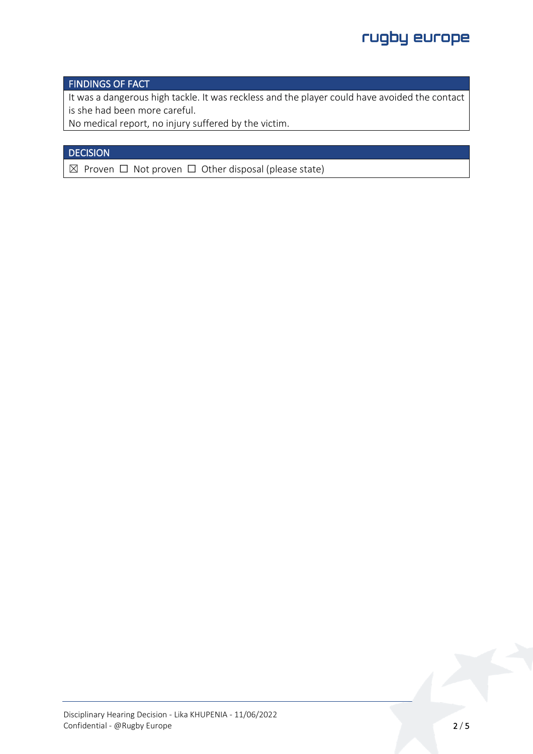## FINDINGS OF FACT

It was a dangerous high tackle. It was reckless and the player could have avoided the contact is she had been more careful.
No medical report, no injury suffered by the victim.

## DECISION

☒ Proven ☐ Not proven ☐ Other disposal (please state)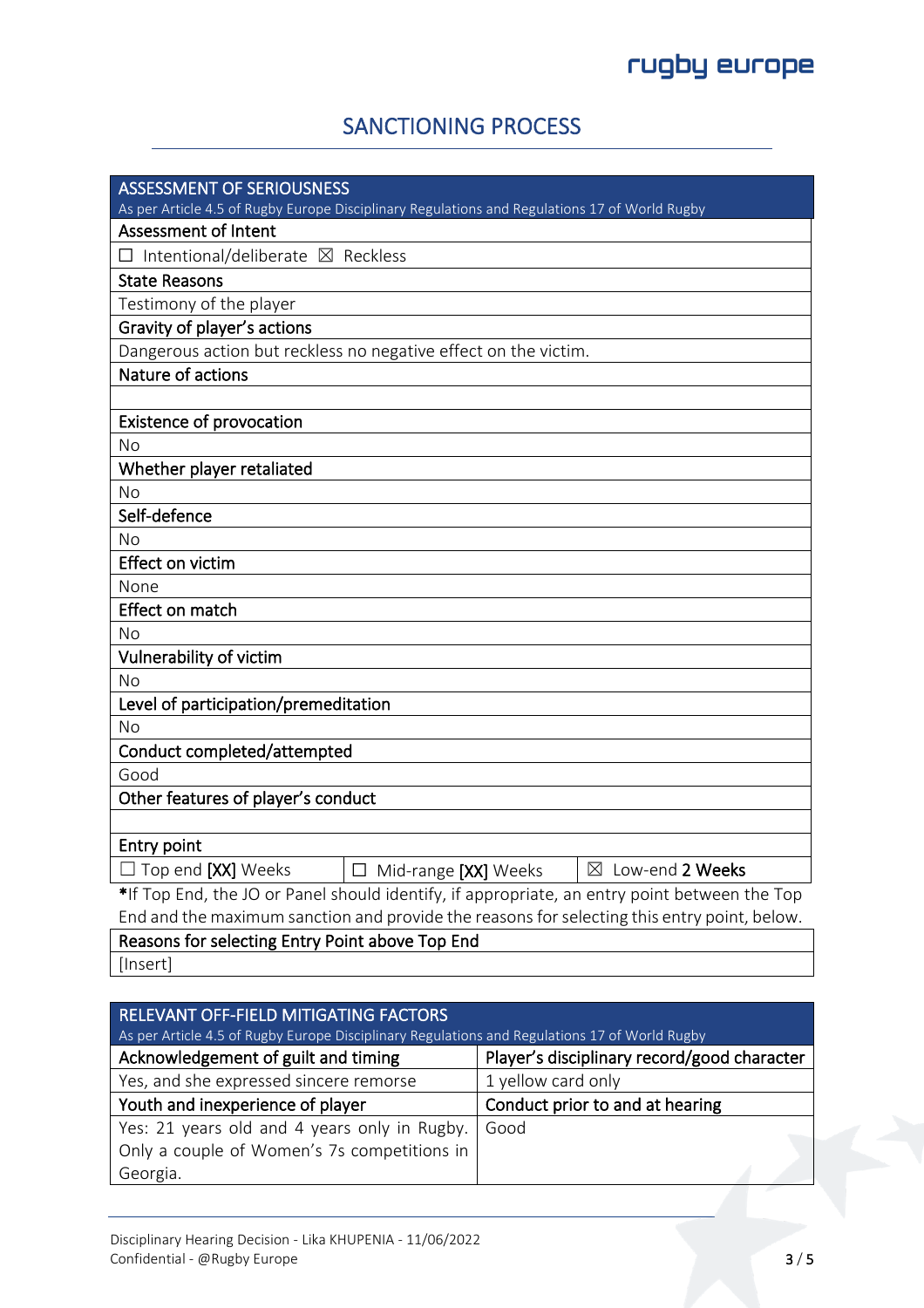## SANCTIONING PROCESS

| ASSESSMENT OF SERIOUSNESS<br>As per Article 4.5 of Rugby Europe Disciplinary Regulations and Regulations 17 of World Rugby |
|---|
| **Assessment of Intent** |
| ☐ Intentional/deliberate ☒ Reckless |
| **State Reasons** |
| Testimony of the player |
| **Gravity of player's actions** |
| Dangerous action but reckless no negative effect on the victim. |
| **Nature of actions** |
| |
| **Existence of provocation** |
| No |
| **Whether player retaliated** |
| No |
| **Self-defence** |
| No |
| **Effect on victim** |
| None |
| **Effect on match** |
| No |
| **Vulnerability of victim** |
| No |
| **Level of participation/premeditation** |
| No |
| **Conduct completed/attempted** |
| Good |
| **Other features of player's conduct** |
| |

| Entry point | | |
|---|---|---|
| ☐ Top end **[XX]** Weeks | ☐ Mid-range **[XX]** Weeks | ☒ Low-end **2 Weeks** |

***If Top End, the JO or Panel should identify, if appropriate, an entry point between the Top End and the maximum sanction and provide the reasons for selecting this entry point, below.**

| Reasons for selecting Entry Point above Top End |
|---|
| [Insert] |

| RELEVANT OFF-FIELD MITIGATING FACTORS<br>As per Article 4.5 of Rugby Europe Disciplinary Regulations and Regulations 17 of World Rugby | |
|---|---|
| **Acknowledgement of guilt and timing** | **Player's disciplinary record/good character** |
| Yes, and she expressed sincere remorse | 1 yellow card only |
| **Youth and inexperience of player** | **Conduct prior to and at hearing** |
| Yes: 21 years old and 4 years only in Rugby. Only a couple of Women's 7s competitions in Georgia. | Good |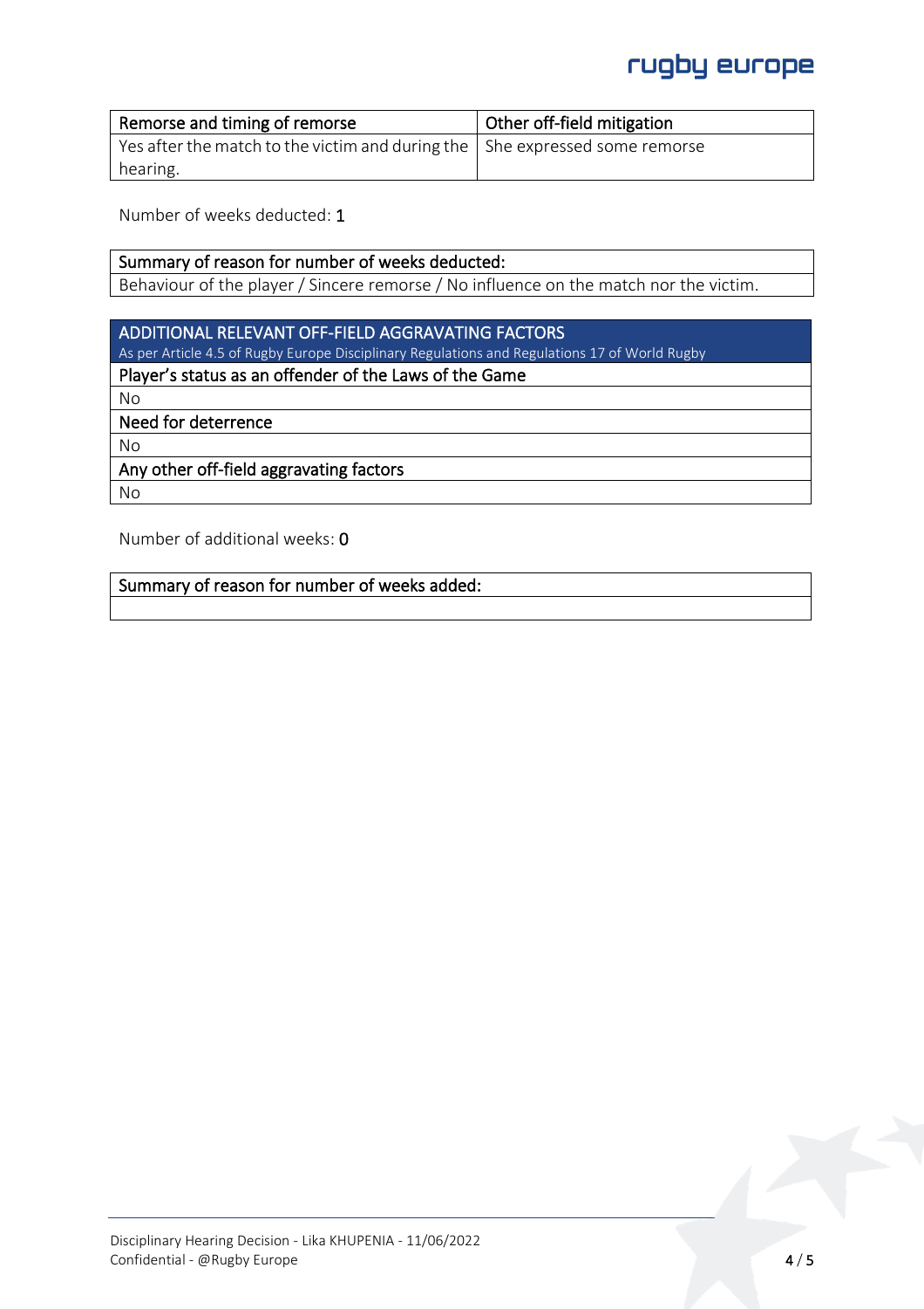| Remorse and timing of remorse | Other off-field mitigation |
|---|---|
| Yes after the match to the victim and during the hearing. | She expressed some remorse |

Number of weeks deducted: 1

| Summary of reason for number of weeks deducted: |
|---|
| Behaviour of the player / Sincere remorse / No influence on the match nor the victim. |

| ADDITIONAL RELEVANT OFF-FIELD AGGRAVATING FACTORS<br>As per Article 4.5 of Rugby Europe Disciplinary Regulations and Regulations 17 of World Rugby |
|---|
| **Player's status as an offender of the Laws of the Game** |
| No |
| **Need for deterrence** |
| No |
| **Any other off-field aggravating factors** |
| No |

Number of additional weeks: 0

| Summary of reason for number of weeks added: |
|---|
| |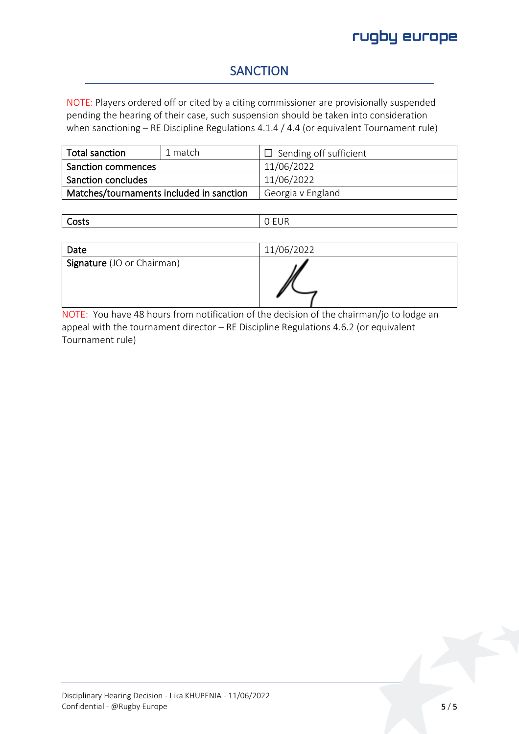## SANCTION

NOTE: Players ordered off or cited by a citing commissioner are provisionally suspended pending the hearing of their case, such suspension should be taken into consideration when sanctioning – RE Discipline Regulations 4.1.4 / 4.4 (or equivalent Tournament rule)

| | | |
|---|---|---|
| Total sanction | 1 match | ☐ Sending off sufficient |
| Sanction commences | | 11/06/2022 |
| Sanction concludes | | 11/06/2022 |
| Matches/tournaments included in sanction | | Georgia v England |

| | |
|---|---|
| Costs | 0 EUR |

| | |
|---|---|
| Date | 11/06/2022 |
| **Signature** (JO or Chairman) | |

NOTE: You have 48 hours from notification of the decision of the chairman/jo to lodge an appeal with the tournament director – RE Discipline Regulations 4.6.2 (or equivalent Tournament rule)